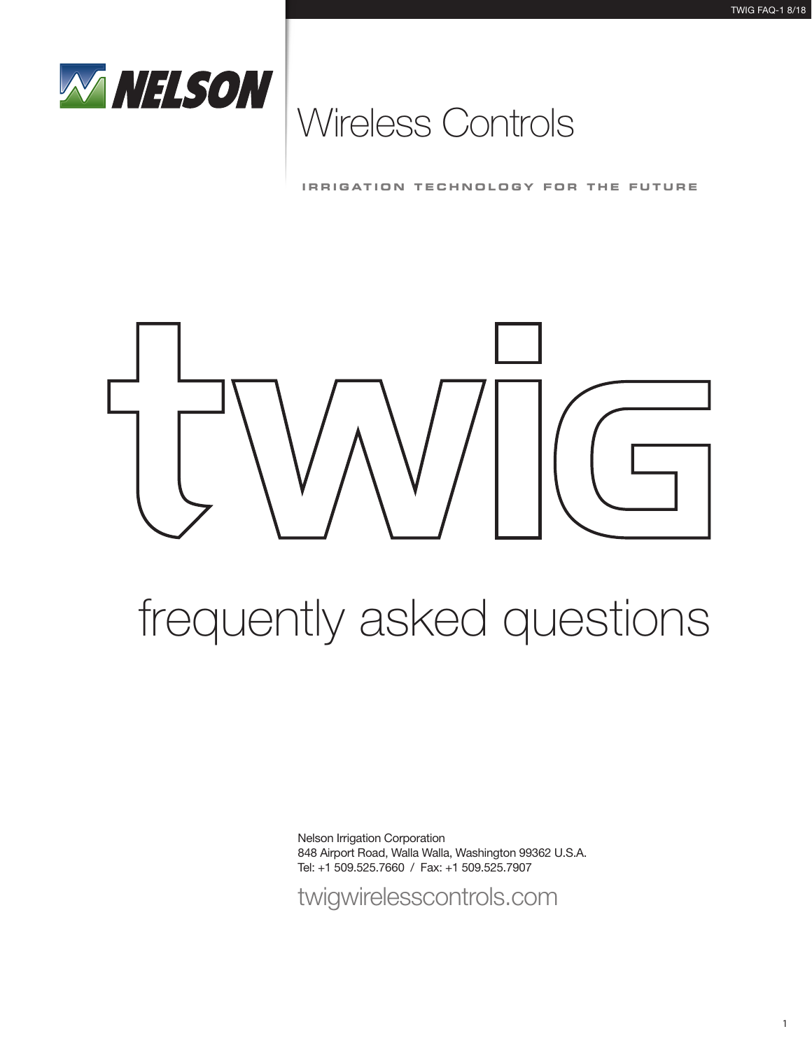NELSON

# Wireless Controls

IRRIGATION TECHNOLOGY FOR THE FUTURE

# twig

## frequently asked questions

Nelson Irrigation Corporation
848 Airport Road, Walla Walla, Washington 99362 U.S.A.
Tel: +1 509.525.7660 / Fax: +1 509.525.7907

twigwirelesscontrols.com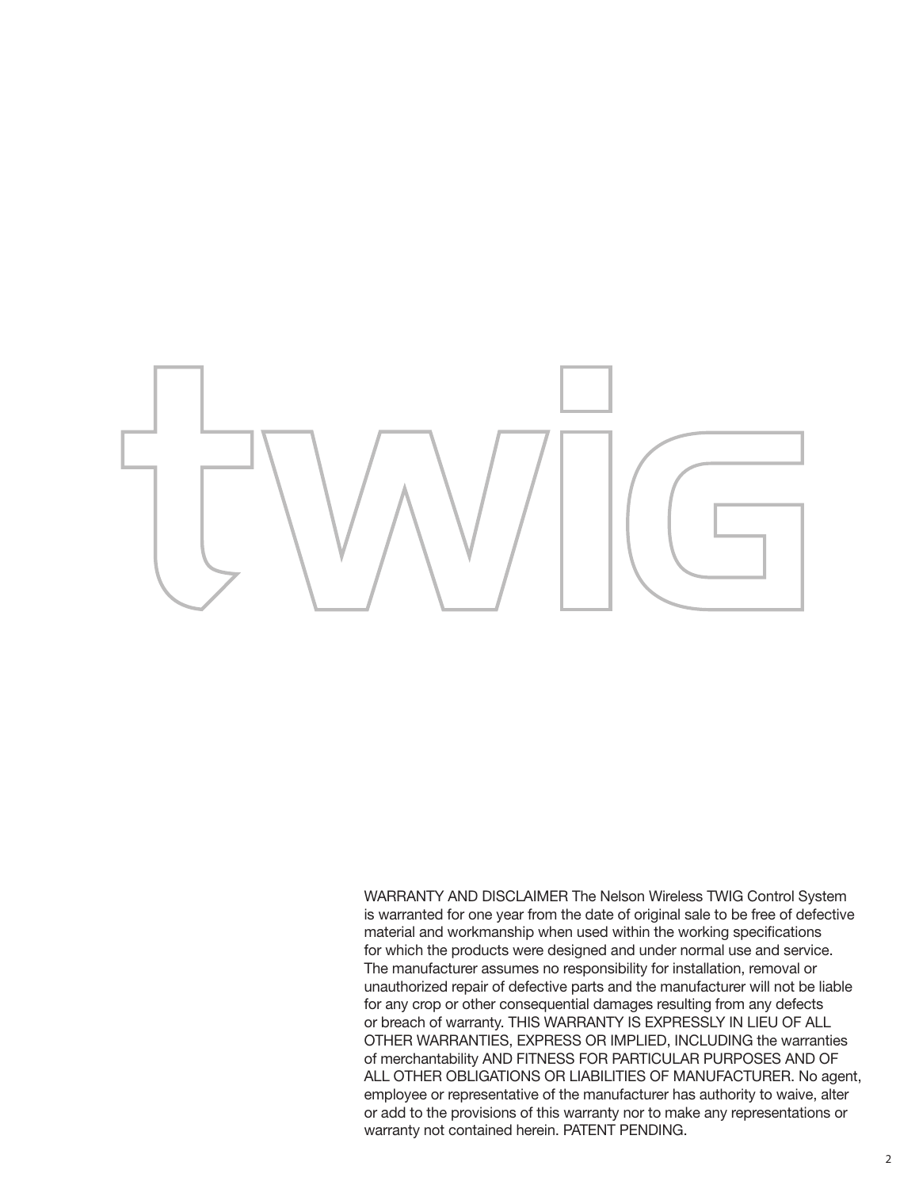twig

WARRANTY AND DISCLAIMER The Nelson Wireless TWIG Control System is warranted for one year from the date of original sale to be free of defective material and workmanship when used within the working specifications for which the products were designed and under normal use and service. The manufacturer assumes no responsibility for installation, removal or unauthorized repair of defective parts and the manufacturer will not be liable for any crop or other consequential damages resulting from any defects or breach of warranty. THIS WARRANTY IS EXPRESSLY IN LIEU OF ALL OTHER WARRANTIES, EXPRESS OR IMPLIED, INCLUDING the warranties of merchantability AND FITNESS FOR PARTICULAR PURPOSES AND OF ALL OTHER OBLIGATIONS OR LIABILITIES OF MANUFACTURER. No agent, employee or representative of the manufacturer has authority to waive, alter or add to the provisions of this warranty nor to make any representations or warranty not contained herein. PATENT PENDING.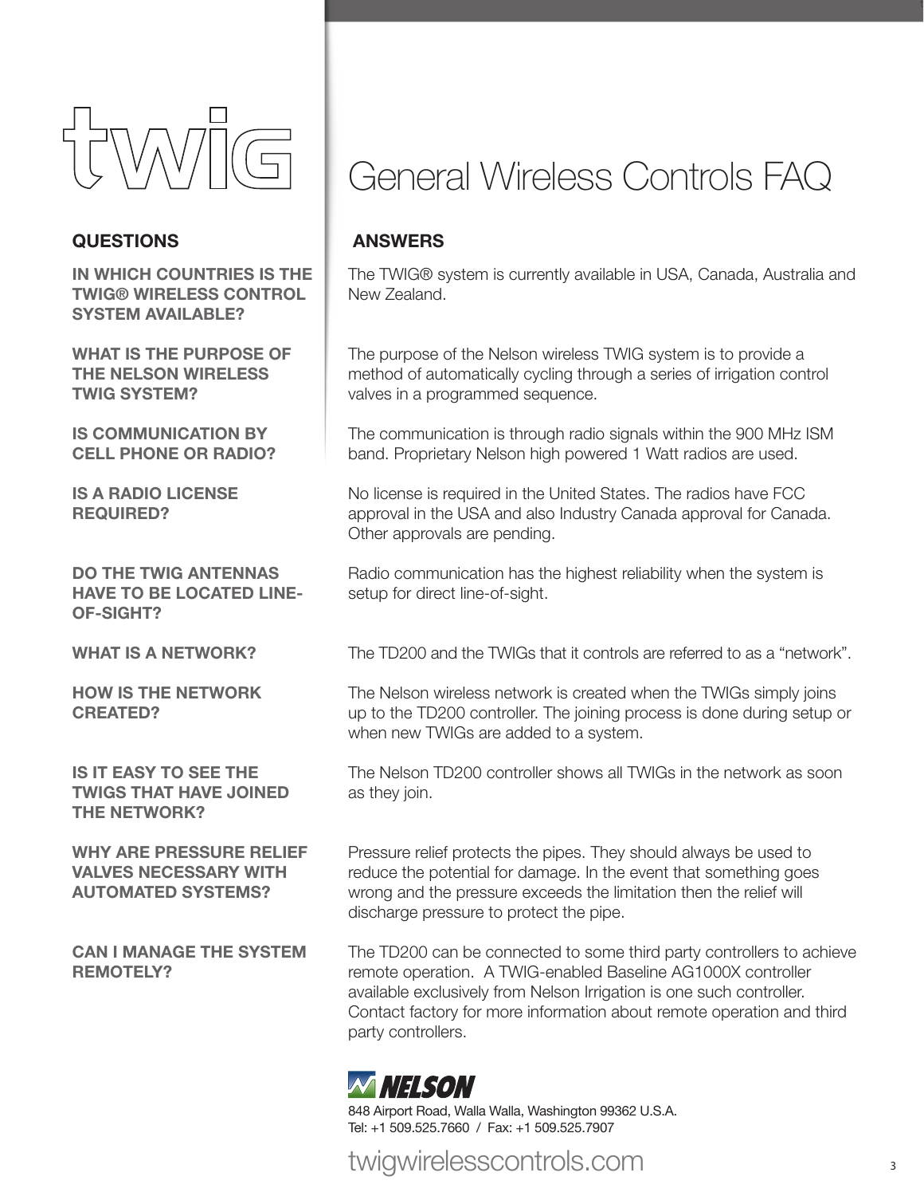twig

# General Wireless Controls FAQ

| QUESTIONS | ANSWERS |
| --- | --- |
| **IN WHICH COUNTRIES IS THE TWIG® WIRELESS CONTROL SYSTEM AVAILABLE?** | The TWIG® system is currently available in USA, Canada, Australia and New Zealand. |
| **WHAT IS THE PURPOSE OF THE NELSON WIRELESS TWIG SYSTEM?** | The purpose of the Nelson wireless TWIG system is to provide a method of automatically cycling through a series of irrigation control valves in a programmed sequence. |
| **IS COMMUNICATION BY CELL PHONE OR RADIO?** | The communication is through radio signals within the 900 MHz ISM band. Proprietary Nelson high powered 1 Watt radios are used. |
| **IS A RADIO LICENSE REQUIRED?** | No license is required in the United States. The radios have FCC approval in the USA and also Industry Canada approval for Canada. Other approvals are pending. |
| **DO THE TWIG ANTENNAS HAVE TO BE LOCATED LINE-OF-SIGHT?** | Radio communication has the highest reliability when the system is setup for direct line-of-sight. |
| **WHAT IS A NETWORK?** | The TD200 and the TWIGs that it controls are referred to as a "network". |
| **HOW IS THE NETWORK CREATED?** | The Nelson wireless network is created when the TWIGs simply joins up to the TD200 controller. The joining process is done during setup or when new TWIGs are added to a system. |
| **IS IT EASY TO SEE THE TWIGS THAT HAVE JOINED THE NETWORK?** | The Nelson TD200 controller shows all TWIGs in the network as soon as they join. |
| **WHY ARE PRESSURE RELIEF VALVES NECESSARY WITH AUTOMATED SYSTEMS?** | Pressure relief protects the pipes. They should always be used to reduce the potential for damage. In the event that something goes wrong and the pressure exceeds the limitation then the relief will discharge pressure to protect the pipe. |
| **CAN I MANAGE THE SYSTEM REMOTELY?** | The TD200 can be connected to some third party controllers to achieve remote operation. A TWIG-enabled Baseline AG1000X controller available exclusively from Nelson Irrigation is one such controller. Contact factory for more information about remote operation and third party controllers. |

NELSON

848 Airport Road, Walla Walla, Washington 99362 U.S.A.
Tel: +1 509.525.7660 / Fax: +1 509.525.7907

twigwirelesscontrols.com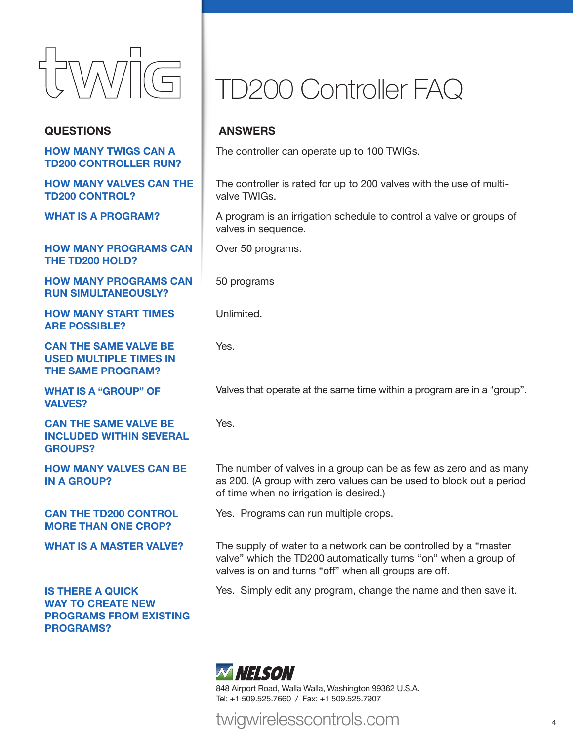twig

# TD200 Controller FAQ

| QUESTIONS | ANSWERS |
| --- | --- |
| **HOW MANY TWIGS CAN A TD200 CONTROLLER RUN?** | The controller can operate up to 100 TWIGs. |
| **HOW MANY VALVES CAN THE TD200 CONTROL?** | The controller is rated for up to 200 valves with the use of multi-valve TWIGs. |
| **WHAT IS A PROGRAM?** | A program is an irrigation schedule to control a valve or groups of valves in sequence. |
| **HOW MANY PROGRAMS CAN THE TD200 HOLD?** | Over 50 programs. |
| **HOW MANY PROGRAMS CAN RUN SIMULTANEOUSLY?** | 50 programs |
| **HOW MANY START TIMES ARE POSSIBLE?** | Unlimited. |
| **CAN THE SAME VALVE BE USED MULTIPLE TIMES IN THE SAME PROGRAM?** | Yes. |
| **WHAT IS A "GROUP" OF VALVES?** | Valves that operate at the same time within a program are in a "group". |
| **CAN THE SAME VALVE BE INCLUDED WITHIN SEVERAL GROUPS?** | Yes. |
| **HOW MANY VALVES CAN BE IN A GROUP?** | The number of valves in a group can be as few as zero and as many as 200. (A group with zero values can be used to block out a period of time when no irrigation is desired.) |
| **CAN THE TD200 CONTROL MORE THAN ONE CROP?** | Yes. Programs can run multiple crops. |
| **WHAT IS A MASTER VALVE?** | The supply of water to a network can be controlled by a "master valve" which the TD200 automatically turns "on" when a group of valves is on and turns "off" when all groups are off. |
| **IS THERE A QUICK WAY TO CREATE NEW PROGRAMS FROM EXISTING PROGRAMS?** | Yes. Simply edit any program, change the name and then save it. |

NELSON

848 Airport Road, Walla Walla, Washington 99362 U.S.A.
Tel: +1 509.525.7660 / Fax: +1 509.525.7907

twigwirelesscontrols.com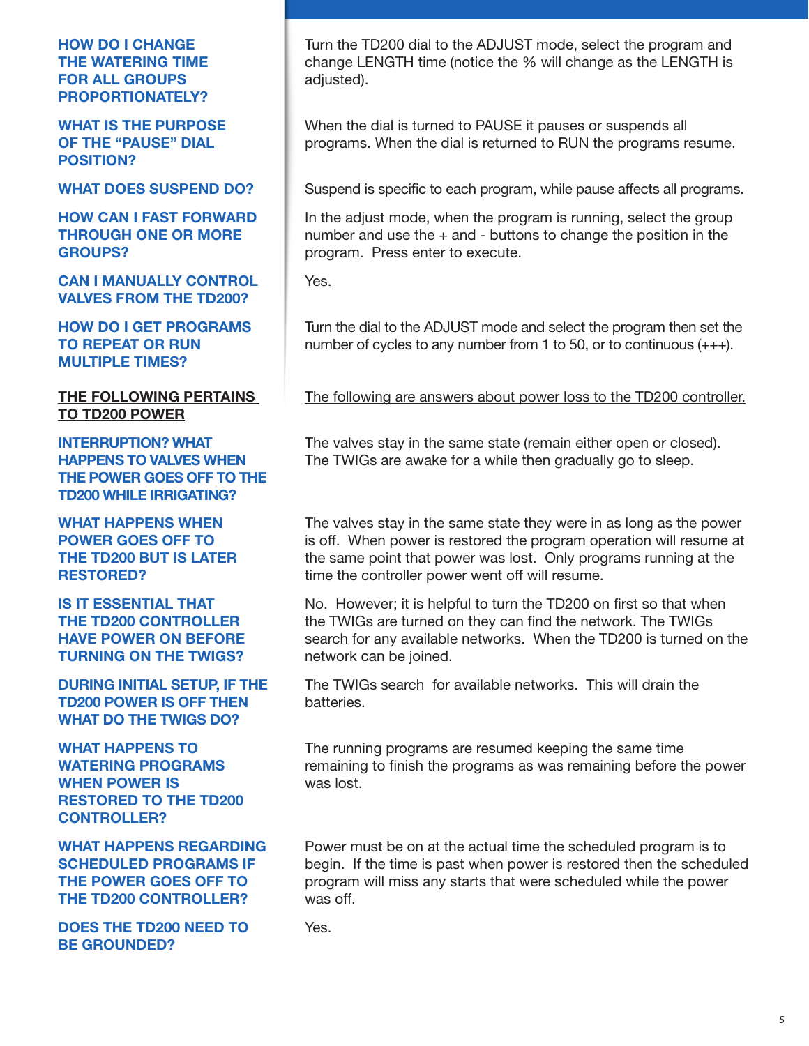**HOW DO I CHANGE THE WATERING TIME FOR ALL GROUPS PROPORTIONATELY?**

Turn the TD200 dial to the ADJUST mode, select the program and change LENGTH time (notice the % will change as the LENGTH is adjusted).

**WHAT IS THE PURPOSE OF THE "PAUSE" DIAL POSITION?**

When the dial is turned to PAUSE it pauses or suspends all programs. When the dial is returned to RUN the programs resume.

**WHAT DOES SUSPEND DO?**

Suspend is specific to each program, while pause affects all programs.

**HOW CAN I FAST FORWARD THROUGH ONE OR MORE GROUPS?**

In the adjust mode, when the program is running, select the group number and use the + and - buttons to change the position in the program. Press enter to execute.

**CAN I MANUALLY CONTROL VALVES FROM THE TD200?**

Yes.

**HOW DO I GET PROGRAMS TO REPEAT OR RUN MULTIPLE TIMES?**

Turn the dial to the ADJUST mode and select the program then set the number of cycles to any number from 1 to 50, or to continuous (+++).

**THE FOLLOWING PERTAINS TO TD200 POWER**

The following are answers about power loss to the TD200 controller.

**INTERRUPTION? WHAT HAPPENS TO VALVES WHEN THE POWER GOES OFF TO THE TD200 WHILE IRRIGATING?**

The valves stay in the same state (remain either open or closed). The TWIGs are awake for a while then gradually go to sleep.

**WHAT HAPPENS WHEN POWER GOES OFF TO THE TD200 BUT IS LATER RESTORED?**

The valves stay in the same state they were in as long as the power is off. When power is restored the program operation will resume at the same point that power was lost. Only programs running at the time the controller power went off will resume.

**IS IT ESSENTIAL THAT THE TD200 CONTROLLER HAVE POWER ON BEFORE TURNING ON THE TWIGS?**

No. However; it is helpful to turn the TD200 on first so that when the TWIGs are turned on they can find the network. The TWIGs search for any available networks. When the TD200 is turned on the network can be joined.

**DURING INITIAL SETUP, IF THE TD200 POWER IS OFF THEN WHAT DO THE TWIGS DO?**

The TWIGs search for available networks. This will drain the batteries.

**WHAT HAPPENS TO WATERING PROGRAMS WHEN POWER IS RESTORED TO THE TD200 CONTROLLER?**

The running programs are resumed keeping the same time remaining to finish the programs as was remaining before the power was lost.

**WHAT HAPPENS REGARDING SCHEDULED PROGRAMS IF THE POWER GOES OFF TO THE TD200 CONTROLLER?**

Power must be on at the actual time the scheduled program is to begin. If the time is past when power is restored then the scheduled program will miss any starts that were scheduled while the power was off.

**DOES THE TD200 NEED TO BE GROUNDED?**

Yes.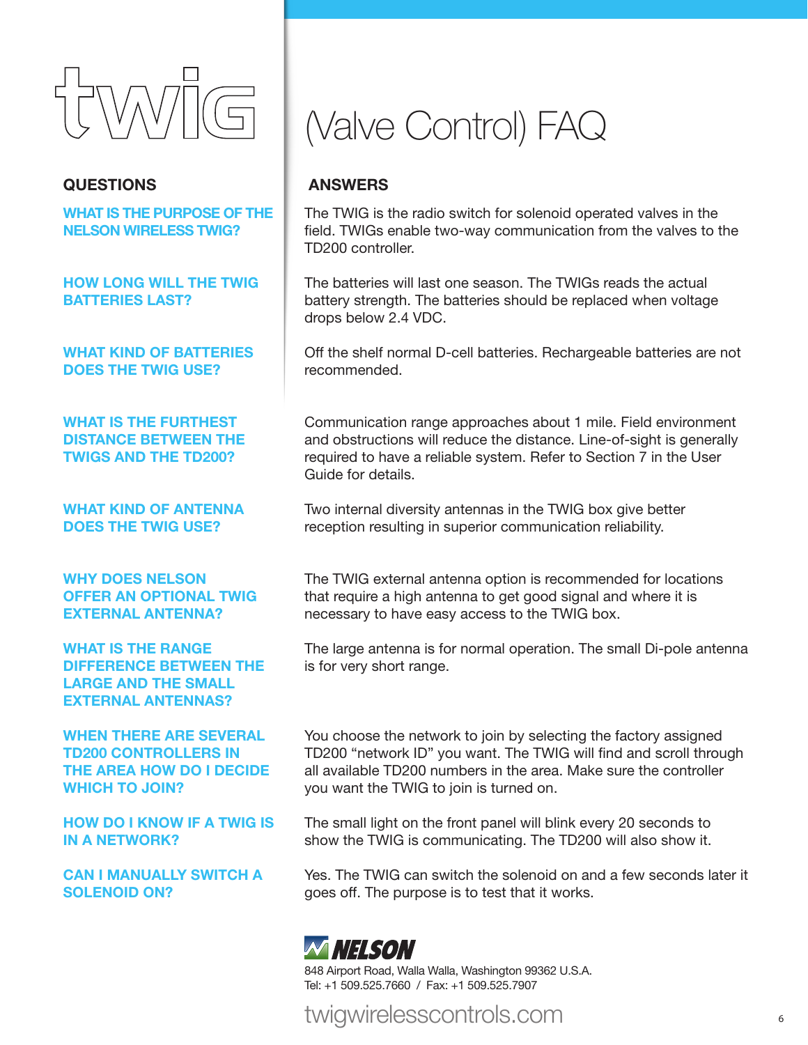# twig

# (Valve Control) FAQ

| QUESTIONS | ANSWERS |
| --- | --- |
| WHAT IS THE PURPOSE OF THE NELSON WIRELESS TWIG? | The TWIG is the radio switch for solenoid operated valves in the field. TWIGs enable two-way communication from the valves to the TD200 controller. |
| HOW LONG WILL THE TWIG BATTERIES LAST? | The batteries will last one season. The TWIGs reads the actual battery strength. The batteries should be replaced when voltage drops below 2.4 VDC. |
| WHAT KIND OF BATTERIES DOES THE TWIG USE? | Off the shelf normal D-cell batteries. Rechargeable batteries are not recommended. |
| WHAT IS THE FURTHEST DISTANCE BETWEEN THE TWIGS AND THE TD200? | Communication range approaches about 1 mile. Field environment and obstructions will reduce the distance. Line-of-sight is generally required to have a reliable system. Refer to Section 7 in the User Guide for details. |
| WHAT KIND OF ANTENNA DOES THE TWIG USE? | Two internal diversity antennas in the TWIG box give better reception resulting in superior communication reliability. |
| WHY DOES NELSON OFFER AN OPTIONAL TWIG EXTERNAL ANTENNA? | The TWIG external antenna option is recommended for locations that require a high antenna to get good signal and where it is necessary to have easy access to the TWIG box. |
| WHAT IS THE RANGE DIFFERENCE BETWEEN THE LARGE AND THE SMALL EXTERNAL ANTENNAS? | The large antenna is for normal operation. The small Di-pole antenna is for very short range. |
| WHEN THERE ARE SEVERAL TD200 CONTROLLERS IN THE AREA HOW DO I DECIDE WHICH TO JOIN? | You choose the network to join by selecting the factory assigned TD200 "network ID" you want. The TWIG will find and scroll through all available TD200 numbers in the area. Make sure the controller you want the TWIG to join is turned on. |
| HOW DO I KNOW IF A TWIG IS IN A NETWORK? | The small light on the front panel will blink every 20 seconds to show the TWIG is communicating. The TD200 will also show it. |
| CAN I MANUALLY SWITCH A SOLENOID ON? | Yes. The TWIG can switch the solenoid on and a few seconds later it goes off. The purpose is to test that it works. |

NELSON

848 Airport Road, Walla Walla, Washington 99362 U.S.A.
Tel: +1 509.525.7660 / Fax: +1 509.525.7907

twigwirelesscontrols.com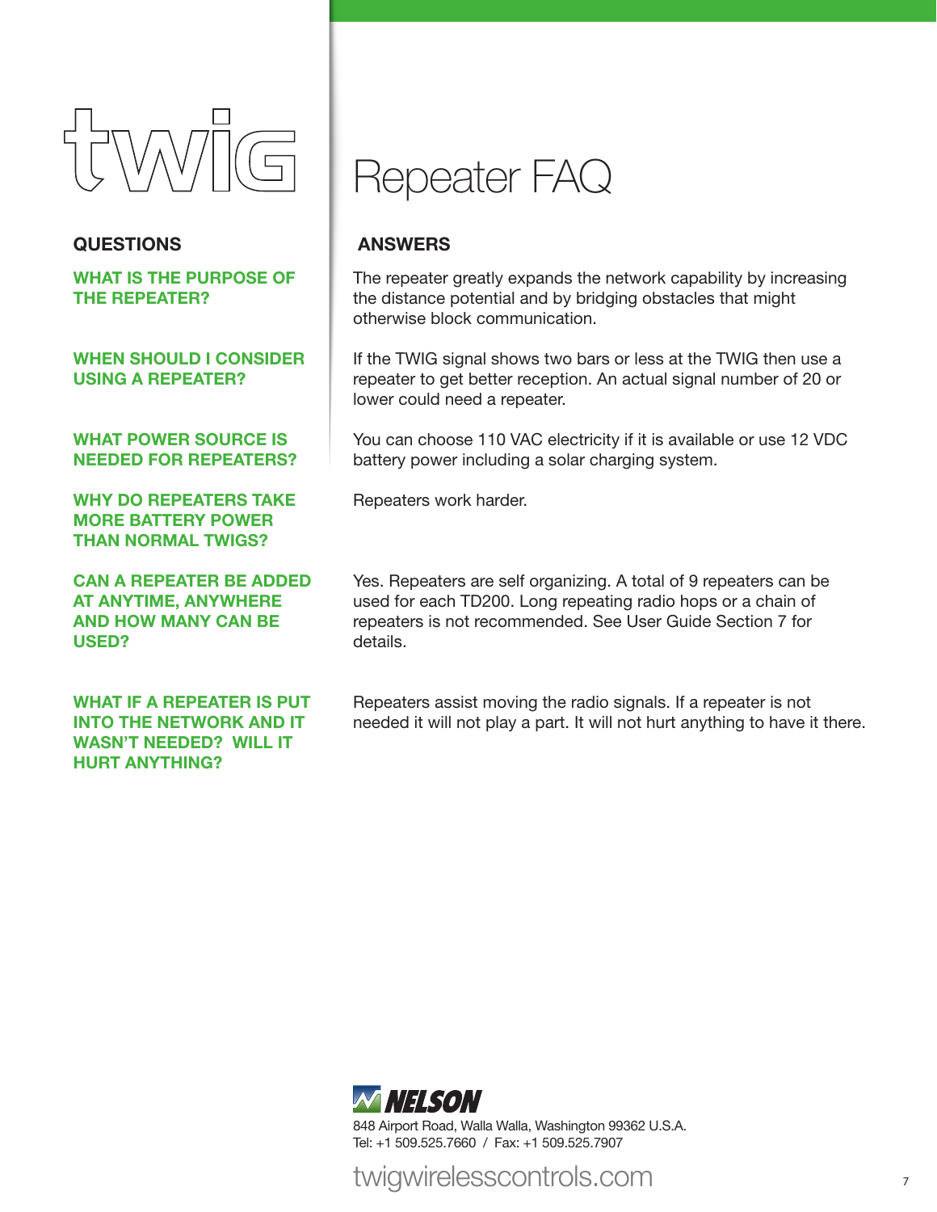twig

# Repeater FAQ

| QUESTIONS | ANSWERS |
| --- | --- |
| **WHAT IS THE PURPOSE OF THE REPEATER?** | The repeater greatly expands the network capability by increasing the distance potential and by bridging obstacles that might otherwise block communication. |
| **WHEN SHOULD I CONSIDER USING A REPEATER?** | If the TWIG signal shows two bars or less at the TWIG then use a repeater to get better reception. An actual signal number of 20 or lower could need a repeater. |
| **WHAT POWER SOURCE IS NEEDED FOR REPEATERS?** | You can choose 110 VAC electricity if it is available or use 12 VDC battery power including a solar charging system. |
| **WHY DO REPEATERS TAKE MORE BATTERY POWER THAN NORMAL TWIGS?** | Repeaters work harder. |
| **CAN A REPEATER BE ADDED AT ANYTIME, ANYWHERE AND HOW MANY CAN BE USED?** | Yes. Repeaters are self organizing. A total of 9 repeaters can be used for each TD200. Long repeating radio hops or a chain of repeaters is not recommended. See User Guide Section 7 for details. |
| **WHAT IF A REPEATER IS PUT INTO THE NETWORK AND IT WASN'T NEEDED? WILL IT HURT ANYTHING?** | Repeaters assist moving the radio signals. If a repeater is not needed it will not play a part. It will not hurt anything to have it there. |

NELSON

848 Airport Road, Walla Walla, Washington 99362 U.S.A.
Tel: +1 509.525.7660 / Fax: +1 509.525.7907

twigwirelesscontrols.com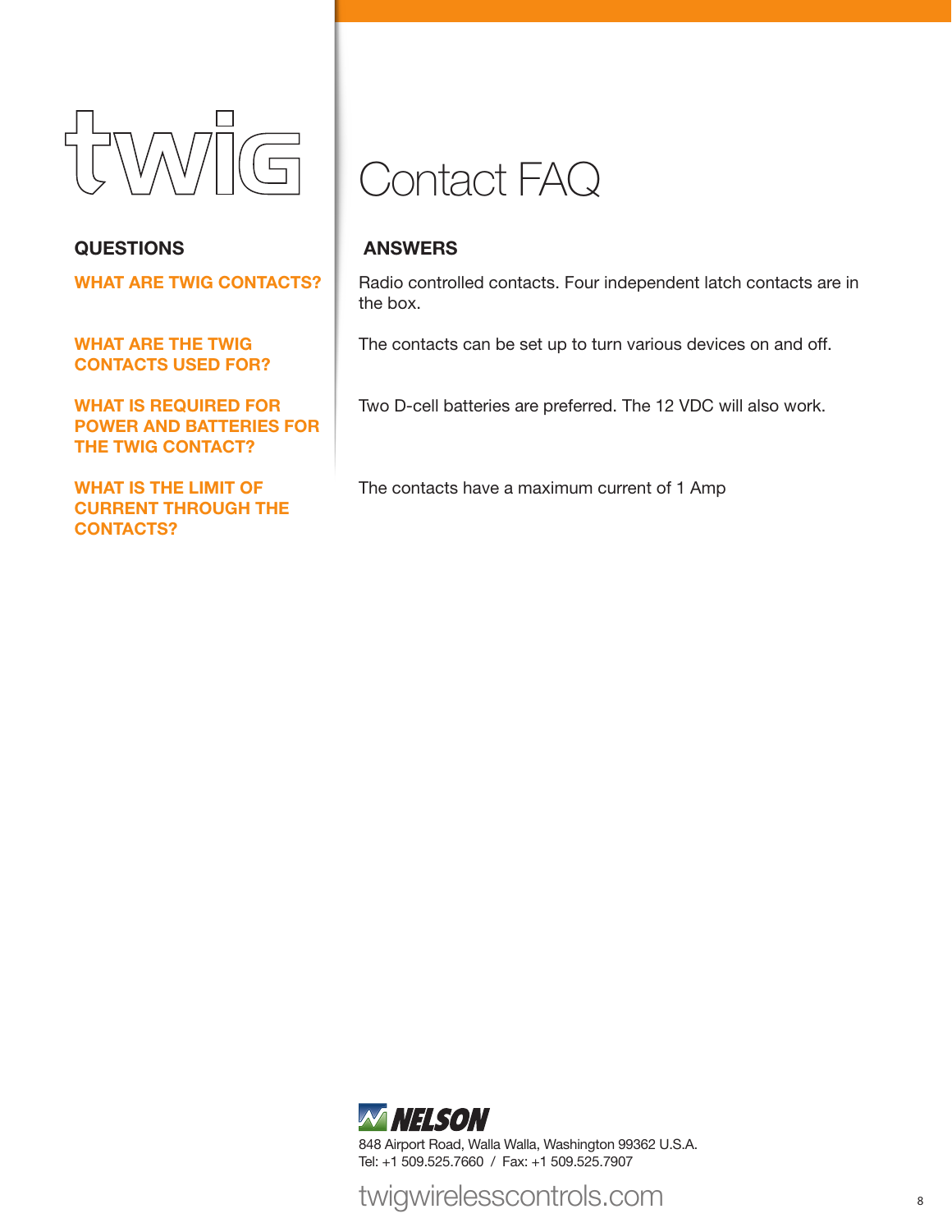twig

# Contact FAQ

| QUESTIONS | ANSWERS |
| --- | --- |
| WHAT ARE TWIG CONTACTS? | Radio controlled contacts. Four independent latch contacts are in the box. |
| WHAT ARE THE TWIG CONTACTS USED FOR? | The contacts can be set up to turn various devices on and off. |
| WHAT IS REQUIRED FOR POWER AND BATTERIES FOR THE TWIG CONTACT? | Two D-cell batteries are preferred. The 12 VDC will also work. |
| WHAT IS THE LIMIT OF CURRENT THROUGH THE CONTACTS? | The contacts have a maximum current of 1 Amp |

NELSON

848 Airport Road, Walla Walla, Washington 99362 U.S.A.
Tel: +1 509.525.7660 / Fax: +1 509.525.7907

twigwirelesscontrols.com